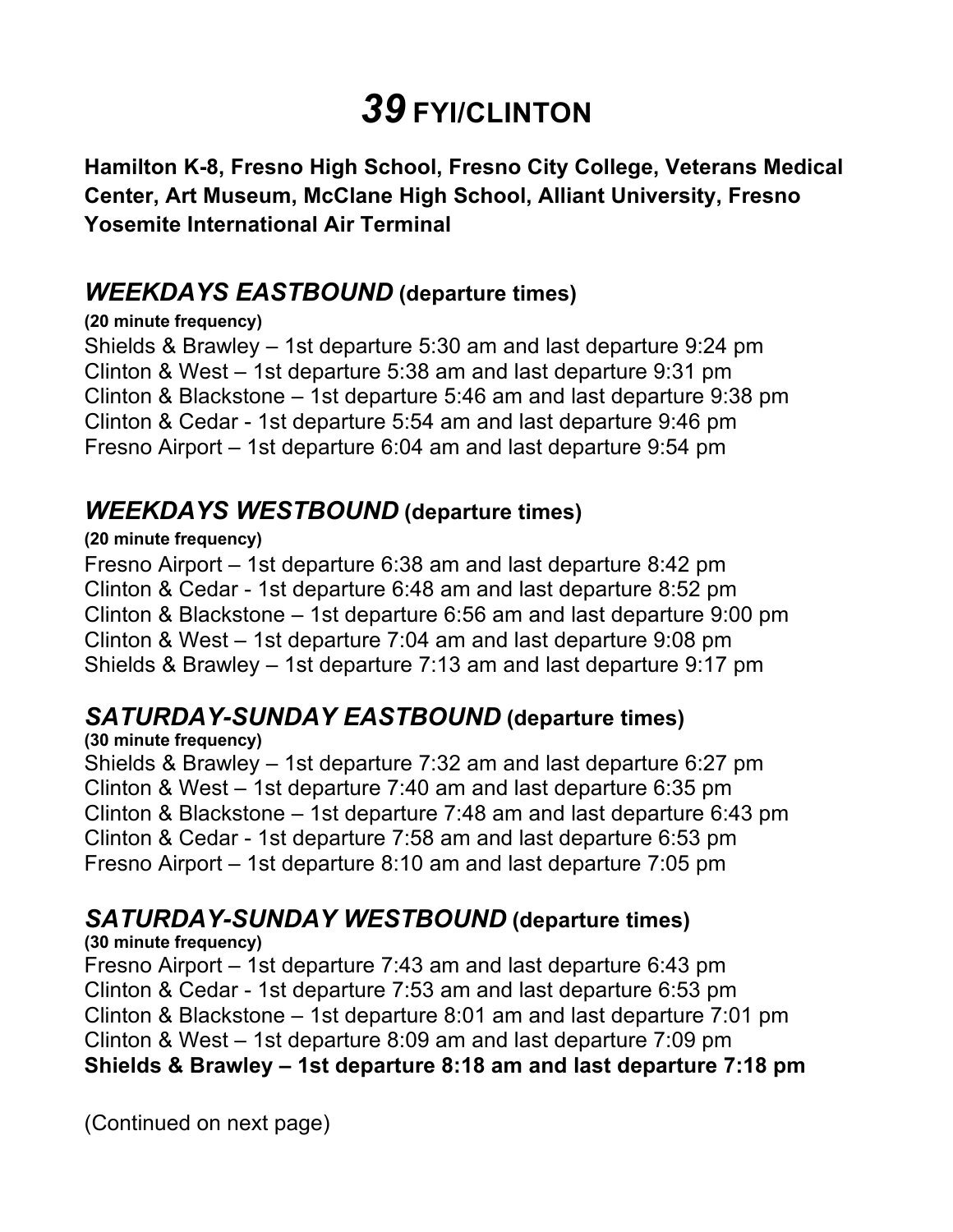# *39* FYI/CLINTON

**Hamilton K-8, Fresno High School, Fresno City College, Veterans Medical Center, Art Museum, McClane High School, Alliant University, Fresno Yosemite International Air Terminal**

## *WEEKDAYS EASTBOUND* (departure times)

**(20 minute frequency)**

Shields & Brawley – 1st departure 5:30 am and last departure 9:24 pm
Clinton & West – 1st departure 5:38 am and last departure 9:31 pm
Clinton & Blackstone – 1st departure 5:46 am and last departure 9:38 pm
Clinton & Cedar - 1st departure 5:54 am and last departure 9:46 pm
Fresno Airport – 1st departure 6:04 am and last departure 9:54 pm

## *WEEKDAYS WESTBOUND* (departure times)

**(20 minute frequency)**

Fresno Airport – 1st departure 6:38 am and last departure 8:42 pm
Clinton & Cedar - 1st departure 6:48 am and last departure 8:52 pm
Clinton & Blackstone – 1st departure 6:56 am and last departure 9:00 pm
Clinton & West – 1st departure 7:04 am and last departure 9:08 pm
Shields & Brawley – 1st departure 7:13 am and last departure 9:17 pm

## *SATURDAY-SUNDAY EASTBOUND* (departure times)

**(30 minute frequency)**

Shields & Brawley – 1st departure 7:32 am and last departure 6:27 pm
Clinton & West – 1st departure 7:40 am and last departure 6:35 pm
Clinton & Blackstone – 1st departure 7:48 am and last departure 6:43 pm
Clinton & Cedar - 1st departure 7:58 am and last departure 6:53 pm
Fresno Airport – 1st departure 8:10 am and last departure 7:05 pm

## *SATURDAY-SUNDAY WESTBOUND* (departure times)

**(30 minute frequency)**

Fresno Airport – 1st departure 7:43 am and last departure 6:43 pm
Clinton & Cedar - 1st departure 7:53 am and last departure 6:53 pm
Clinton & Blackstone – 1st departure 8:01 am and last departure 7:01 pm
Clinton & West – 1st departure 8:09 am and last departure 7:09 pm
**Shields & Brawley – 1st departure 8:18 am and last departure 7:18 pm**

(Continued on next page)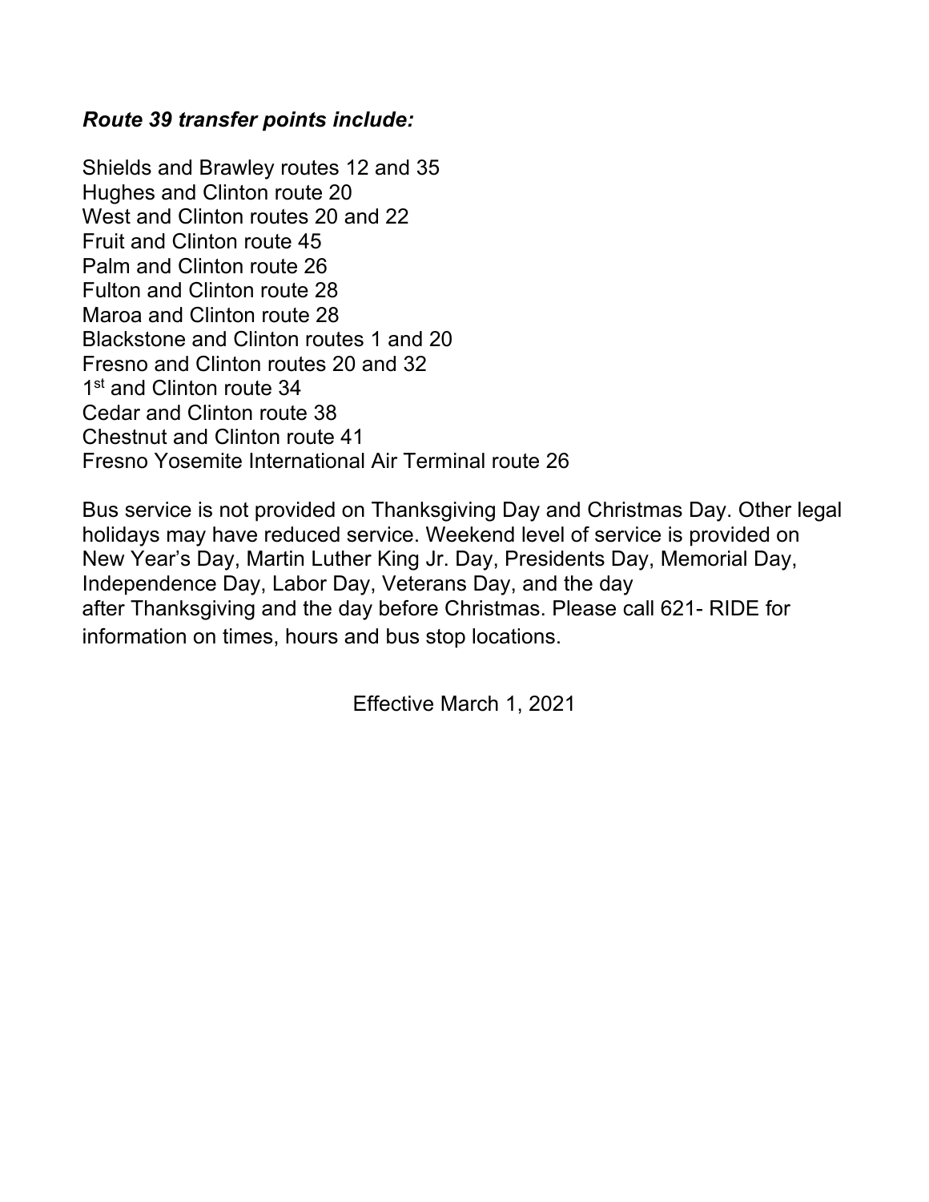***Route 39 transfer points include:***

Shields and Brawley routes 12 and 35
Hughes and Clinton route 20
West and Clinton routes 20 and 22
Fruit and Clinton route 45
Palm and Clinton route 26
Fulton and Clinton route 28
Maroa and Clinton route 28
Blackstone and Clinton routes 1 and 20
Fresno and Clinton routes 20 and 32
1st and Clinton route 34
Cedar and Clinton route 38
Chestnut and Clinton route 41
Fresno Yosemite International Air Terminal route 26

Bus service is not provided on Thanksgiving Day and Christmas Day. Other legal holidays may have reduced service. Weekend level of service is provided on New Year's Day, Martin Luther King Jr. Day, Presidents Day, Memorial Day, Independence Day, Labor Day, Veterans Day, and the day after Thanksgiving and the day before Christmas. Please call 621- RIDE for information on times, hours and bus stop locations.

Effective March 1, 2021